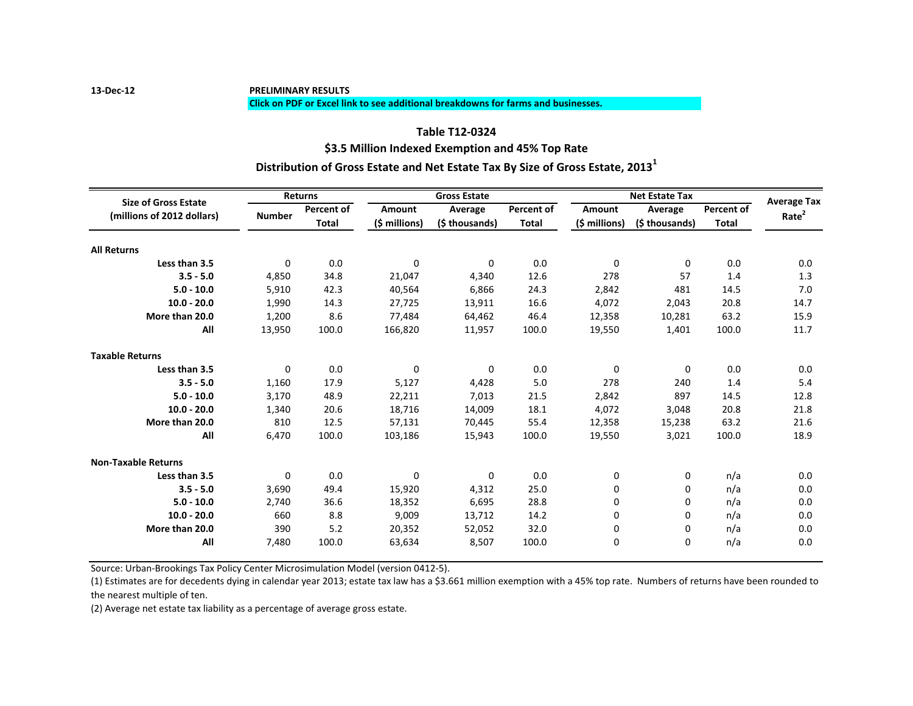13-Dec-12

**PRELIMINARY RESULTS**

**Click on PDF or Excel link to see additional breakdowns for farms and businesses.**

## Table T12-0324

## $3.5 Million Indexed Exemption and 45% Top Rate

## Distribution of Gross Estate and Net Estate Tax By Size of Gross Estate, 2013[1]

| Size of Gross Estate (millions of 2012 dollars) | Returns | | Gross Estate | | | Net Estate Tax | | | Average Tax Rate[2] |
|---|---|---|---|---|---|---|---|---|---|
| | Number | Percent of Total | Amount ($ millions) | Average ($ thousands) | Percent of Total | Amount ($ millions) | Average ($ thousands) | Percent of Total | |
| **All Returns** | | | | | | | | | |
| **Less than 3.5** | 0 | 0.0 | 0 | 0 | 0.0 | 0 | 0 | 0.0 | 0.0 |
| **3.5 - 5.0** | 4,850 | 34.8 | 21,047 | 4,340 | 12.6 | 278 | 57 | 1.4 | 1.3 |
| **5.0 - 10.0** | 5,910 | 42.3 | 40,564 | 6,866 | 24.3 | 2,842 | 481 | 14.5 | 7.0 |
| **10.0 - 20.0** | 1,990 | 14.3 | 27,725 | 13,911 | 16.6 | 4,072 | 2,043 | 20.8 | 14.7 |
| **More than 20.0** | 1,200 | 8.6 | 77,484 | 64,462 | 46.4 | 12,358 | 10,281 | 63.2 | 15.9 |
| **All** | 13,950 | 100.0 | 166,820 | 11,957 | 100.0 | 19,550 | 1,401 | 100.0 | 11.7 |
| **Taxable Returns** | | | | | | | | | |
| **Less than 3.5** | 0 | 0.0 | 0 | 0 | 0.0 | 0 | 0 | 0.0 | 0.0 |
| **3.5 - 5.0** | 1,160 | 17.9 | 5,127 | 4,428 | 5.0 | 278 | 240 | 1.4 | 5.4 |
| **5.0 - 10.0** | 3,170 | 48.9 | 22,211 | 7,013 | 21.5 | 2,842 | 897 | 14.5 | 12.8 |
| **10.0 - 20.0** | 1,340 | 20.6 | 18,716 | 14,009 | 18.1 | 4,072 | 3,048 | 20.8 | 21.8 |
| **More than 20.0** | 810 | 12.5 | 57,131 | 70,445 | 55.4 | 12,358 | 15,238 | 63.2 | 21.6 |
| **All** | 6,470 | 100.0 | 103,186 | 15,943 | 100.0 | 19,550 | 3,021 | 100.0 | 18.9 |
| **Non-Taxable Returns** | | | | | | | | | |
| **Less than 3.5** | 0 | 0.0 | 0 | 0 | 0.0 | 0 | 0 | n/a | 0.0 |
| **3.5 - 5.0** | 3,690 | 49.4 | 15,920 | 4,312 | 25.0 | 0 | 0 | n/a | 0.0 |
| **5.0 - 10.0** | 2,740 | 36.6 | 18,352 | 6,695 | 28.8 | 0 | 0 | n/a | 0.0 |
| **10.0 - 20.0** | 660 | 8.8 | 9,009 | 13,712 | 14.2 | 0 | 0 | n/a | 0.0 |
| **More than 20.0** | 390 | 5.2 | 20,352 | 52,052 | 32.0 | 0 | 0 | n/a | 0.0 |
| **All** | 7,480 | 100.0 | 63,634 | 8,507 | 100.0 | 0 | 0 | n/a | 0.0 |

Source: Urban-Brookings Tax Policy Center Microsimulation Model (version 0412-5).

(1) Estimates are for decedents dying in calendar year 2013; estate tax law has a $3.661 million exemption with a 45% top rate. Numbers of returns have been rounded to the nearest multiple of ten.

(2) Average net estate tax liability as a percentage of average gross estate.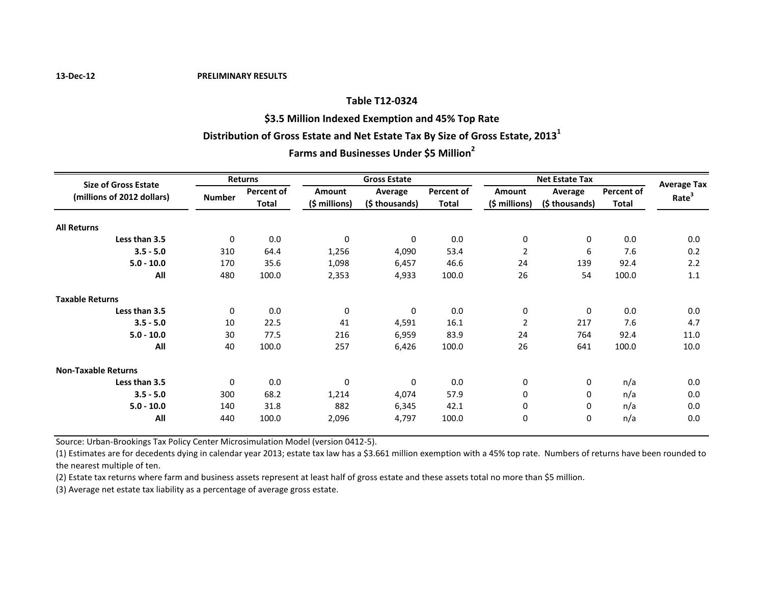13-Dec-12 **PRELIMINARY RESULTS**

## Table T12-0324

## $3.5 Million Indexed Exemption and 45% Top Rate

## Distribution of Gross Estate and Net Estate Tax By Size of Gross Estate, 2013[1]

## Farms and Businesses Under $5 Million[2]

| Size of Gross Estate (millions of 2012 dollars) | Returns | | Gross Estate | | | Net Estate Tax | | | Average Tax Rate[3] |
|---|---|---|---|---|---|---|---|---|---|
| | Number | Percent of Total | Amount ($ millions) | Average ($ thousands) | Percent of Total | Amount ($ millions) | Average ($ thousands) | Percent of Total | |
| **All Returns** | | | | | | | | | |
| **Less than 3.5** | 0 | 0.0 | 0 | 0 | 0.0 | 0 | 0 | 0.0 | 0.0 |
| **3.5 - 5.0** | 310 | 64.4 | 1,256 | 4,090 | 53.4 | 2 | 6 | 7.6 | 0.2 |
| **5.0 - 10.0** | 170 | 35.6 | 1,098 | 6,457 | 46.6 | 24 | 139 | 92.4 | 2.2 |
| **All** | 480 | 100.0 | 2,353 | 4,933 | 100.0 | 26 | 54 | 100.0 | 1.1 |
| **Taxable Returns** | | | | | | | | | |
| **Less than 3.5** | 0 | 0.0 | 0 | 0 | 0.0 | 0 | 0 | 0.0 | 0.0 |
| **3.5 - 5.0** | 10 | 22.5 | 41 | 4,591 | 16.1 | 2 | 217 | 7.6 | 4.7 |
| **5.0 - 10.0** | 30 | 77.5 | 216 | 6,959 | 83.9 | 24 | 764 | 92.4 | 11.0 |
| **All** | 40 | 100.0 | 257 | 6,426 | 100.0 | 26 | 641 | 100.0 | 10.0 |
| **Non-Taxable Returns** | | | | | | | | | |
| **Less than 3.5** | 0 | 0.0 | 0 | 0 | 0.0 | 0 | 0 | n/a | 0.0 |
| **3.5 - 5.0** | 300 | 68.2 | 1,214 | 4,074 | 57.9 | 0 | 0 | n/a | 0.0 |
| **5.0 - 10.0** | 140 | 31.8 | 882 | 6,345 | 42.1 | 0 | 0 | n/a | 0.0 |
| **All** | 440 | 100.0 | 2,096 | 4,797 | 100.0 | 0 | 0 | n/a | 0.0 |

Source: Urban-Brookings Tax Policy Center Microsimulation Model (version 0412-5).

(1) Estimates are for decedents dying in calendar year 2013; estate tax law has a $3.661 million exemption with a 45% top rate. Numbers of returns have been rounded to the nearest multiple of ten.

(2) Estate tax returns where farm and business assets represent at least half of gross estate and these assets total no more than $5 million.

(3) Average net estate tax liability as a percentage of average gross estate.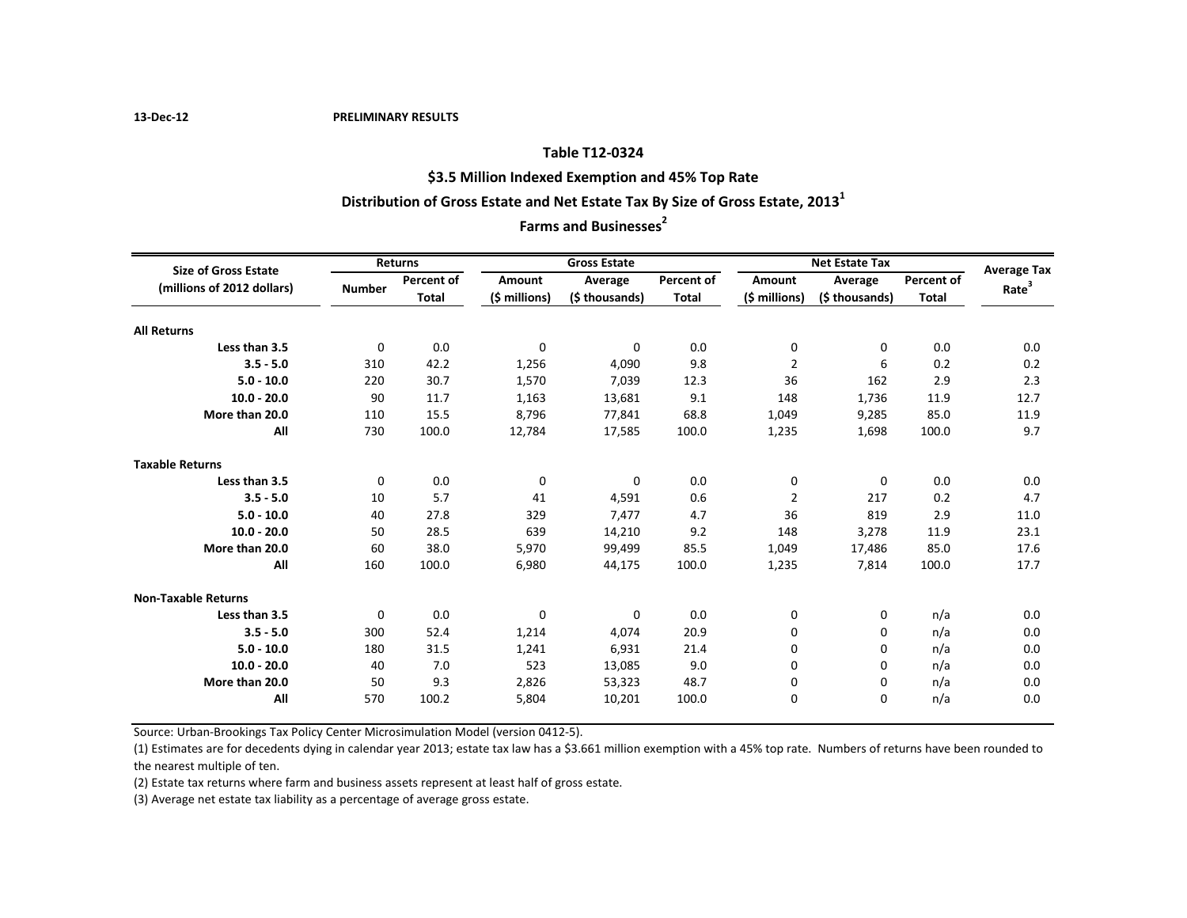13-Dec-12 **PRELIMINARY RESULTS**

## Table T12-0324

## $3.5 Million Indexed Exemption and 45% Top Rate

## Distribution of Gross Estate and Net Estate Tax By Size of Gross Estate, 2013[1]

## Farms and Businesses[2]

| Size of Gross Estate (millions of 2012 dollars) | Returns | | Gross Estate | | | Net Estate Tax | | | Average Tax Rate[3] |
|---|---|---|---|---|---|---|---|---|---|
| | Number | Percent of Total | Amount ($ millions) | Average ($ thousands) | Percent of Total | Amount ($ millions) | Average ($ thousands) | Percent of Total | |
| **All Returns** | | | | | | | | | |
| **Less than 3.5** | 0 | 0.0 | 0 | 0 | 0.0 | 0 | 0 | 0.0 | 0.0 |
| **3.5 - 5.0** | 310 | 42.2 | 1,256 | 4,090 | 9.8 | 2 | 6 | 0.2 | 0.2 |
| **5.0 - 10.0** | 220 | 30.7 | 1,570 | 7,039 | 12.3 | 36 | 162 | 2.9 | 2.3 |
| **10.0 - 20.0** | 90 | 11.7 | 1,163 | 13,681 | 9.1 | 148 | 1,736 | 11.9 | 12.7 |
| **More than 20.0** | 110 | 15.5 | 8,796 | 77,841 | 68.8 | 1,049 | 9,285 | 85.0 | 11.9 |
| **All** | 730 | 100.0 | 12,784 | 17,585 | 100.0 | 1,235 | 1,698 | 100.0 | 9.7 |
| **Taxable Returns** | | | | | | | | | |
| **Less than 3.5** | 0 | 0.0 | 0 | 0 | 0.0 | 0 | 0 | 0.0 | 0.0 |
| **3.5 - 5.0** | 10 | 5.7 | 41 | 4,591 | 0.6 | 2 | 217 | 0.2 | 4.7 |
| **5.0 - 10.0** | 40 | 27.8 | 329 | 7,477 | 4.7 | 36 | 819 | 2.9 | 11.0 |
| **10.0 - 20.0** | 50 | 28.5 | 639 | 14,210 | 9.2 | 148 | 3,278 | 11.9 | 23.1 |
| **More than 20.0** | 60 | 38.0 | 5,970 | 99,499 | 85.5 | 1,049 | 17,486 | 85.0 | 17.6 |
| **All** | 160 | 100.0 | 6,980 | 44,175 | 100.0 | 1,235 | 7,814 | 100.0 | 17.7 |
| **Non-Taxable Returns** | | | | | | | | | |
| **Less than 3.5** | 0 | 0.0 | 0 | 0 | 0.0 | 0 | 0 | n/a | 0.0 |
| **3.5 - 5.0** | 300 | 52.4 | 1,214 | 4,074 | 20.9 | 0 | 0 | n/a | 0.0 |
| **5.0 - 10.0** | 180 | 31.5 | 1,241 | 6,931 | 21.4 | 0 | 0 | n/a | 0.0 |
| **10.0 - 20.0** | 40 | 7.0 | 523 | 13,085 | 9.0 | 0 | 0 | n/a | 0.0 |
| **More than 20.0** | 50 | 9.3 | 2,826 | 53,323 | 48.7 | 0 | 0 | n/a | 0.0 |
| **All** | 570 | 100.2 | 5,804 | 10,201 | 100.0 | 0 | 0 | n/a | 0.0 |

Source: Urban-Brookings Tax Policy Center Microsimulation Model (version 0412-5).

(1) Estimates are for decedents dying in calendar year 2013; estate tax law has a $3.661 million exemption with a 45% top rate. Numbers of returns have been rounded to the nearest multiple of ten.

(2) Estate tax returns where farm and business assets represent at least half of gross estate.

(3) Average net estate tax liability as a percentage of average gross estate.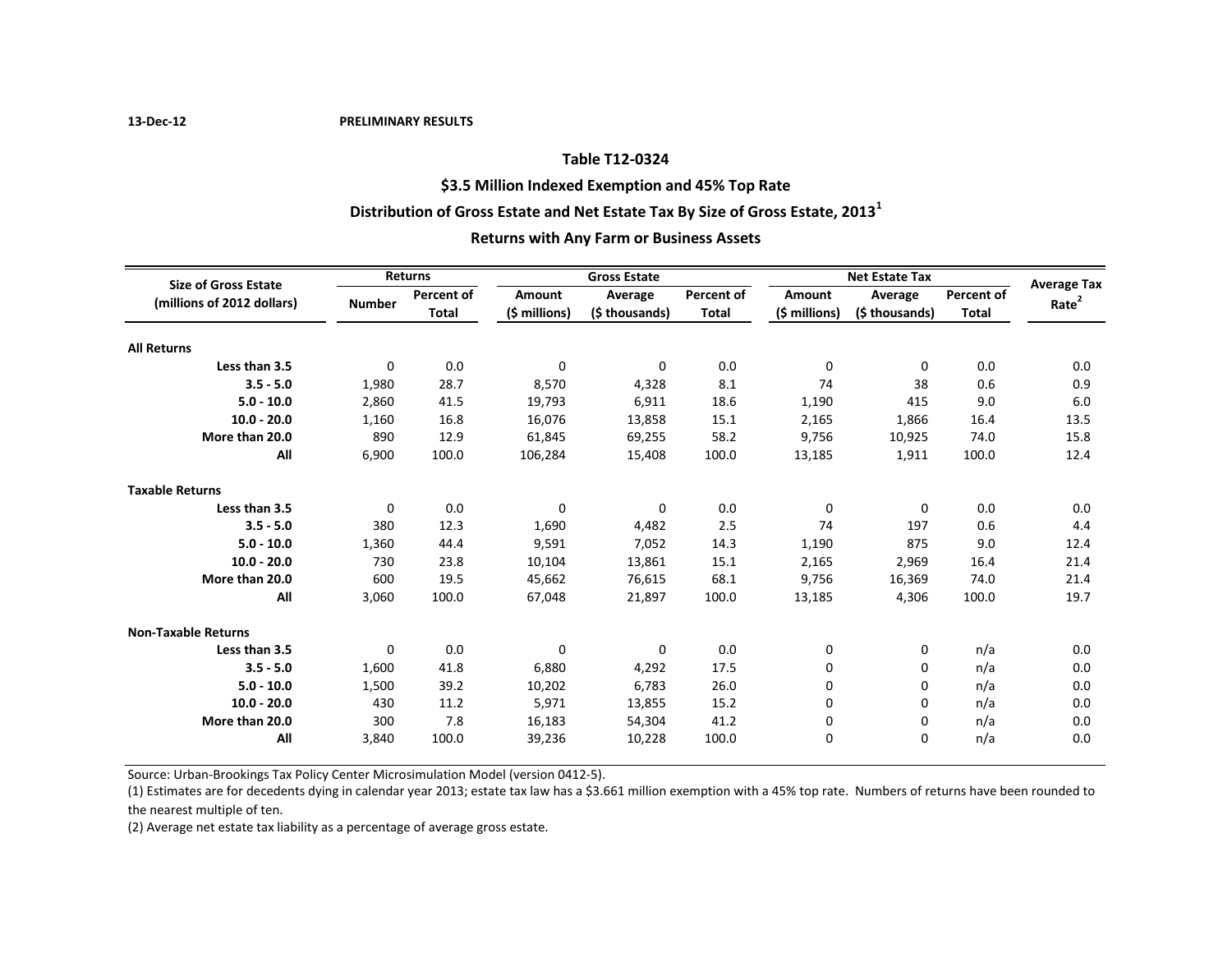13-Dec-12 **PRELIMINARY RESULTS**

## Table T12-0324

## $3.5 Million Indexed Exemption and 45% Top Rate

## Distribution of Gross Estate and Net Estate Tax By Size of Gross Estate, 2013[1]

## Returns with Any Farm or Business Assets

| Size of Gross Estate (millions of 2012 dollars) | Returns | | Gross Estate | | | Net Estate Tax | | | Average Tax Rate[2] |
|---|---|---|---|---|---|---|---|---|---|
| | Number | Percent of Total | Amount ($ millions) | Average ($ thousands) | Percent of Total | Amount ($ millions) | Average ($ thousands) | Percent of Total | |
| **All Returns** | | | | | | | | | |
| **Less than 3.5** | 0 | 0.0 | 0 | 0 | 0.0 | 0 | 0 | 0.0 | 0.0 |
| **3.5 - 5.0** | 1,980 | 28.7 | 8,570 | 4,328 | 8.1 | 74 | 38 | 0.6 | 0.9 |
| **5.0 - 10.0** | 2,860 | 41.5 | 19,793 | 6,911 | 18.6 | 1,190 | 415 | 9.0 | 6.0 |
| **10.0 - 20.0** | 1,160 | 16.8 | 16,076 | 13,858 | 15.1 | 2,165 | 1,866 | 16.4 | 13.5 |
| **More than 20.0** | 890 | 12.9 | 61,845 | 69,255 | 58.2 | 9,756 | 10,925 | 74.0 | 15.8 |
| **All** | 6,900 | 100.0 | 106,284 | 15,408 | 100.0 | 13,185 | 1,911 | 100.0 | 12.4 |
| **Taxable Returns** | | | | | | | | | |
| **Less than 3.5** | 0 | 0.0 | 0 | 0 | 0.0 | 0 | 0 | 0.0 | 0.0 |
| **3.5 - 5.0** | 380 | 12.3 | 1,690 | 4,482 | 2.5 | 74 | 197 | 0.6 | 4.4 |
| **5.0 - 10.0** | 1,360 | 44.4 | 9,591 | 7,052 | 14.3 | 1,190 | 875 | 9.0 | 12.4 |
| **10.0 - 20.0** | 730 | 23.8 | 10,104 | 13,861 | 15.1 | 2,165 | 2,969 | 16.4 | 21.4 |
| **More than 20.0** | 600 | 19.5 | 45,662 | 76,615 | 68.1 | 9,756 | 16,369 | 74.0 | 21.4 |
| **All** | 3,060 | 100.0 | 67,048 | 21,897 | 100.0 | 13,185 | 4,306 | 100.0 | 19.7 |
| **Non-Taxable Returns** | | | | | | | | | |
| **Less than 3.5** | 0 | 0.0 | 0 | 0 | 0.0 | 0 | 0 | n/a | 0.0 |
| **3.5 - 5.0** | 1,600 | 41.8 | 6,880 | 4,292 | 17.5 | 0 | 0 | n/a | 0.0 |
| **5.0 - 10.0** | 1,500 | 39.2 | 10,202 | 6,783 | 26.0 | 0 | 0 | n/a | 0.0 |
| **10.0 - 20.0** | 430 | 11.2 | 5,971 | 13,855 | 15.2 | 0 | 0 | n/a | 0.0 |
| **More than 20.0** | 300 | 7.8 | 16,183 | 54,304 | 41.2 | 0 | 0 | n/a | 0.0 |
| **All** | 3,840 | 100.0 | 39,236 | 10,228 | 100.0 | 0 | 0 | n/a | 0.0 |

Source: Urban-Brookings Tax Policy Center Microsimulation Model (version 0412-5).

(1) Estimates are for decedents dying in calendar year 2013; estate tax law has a $3.661 million exemption with a 45% top rate. Numbers of returns have been rounded to the nearest multiple of ten.

(2) Average net estate tax liability as a percentage of average gross estate.